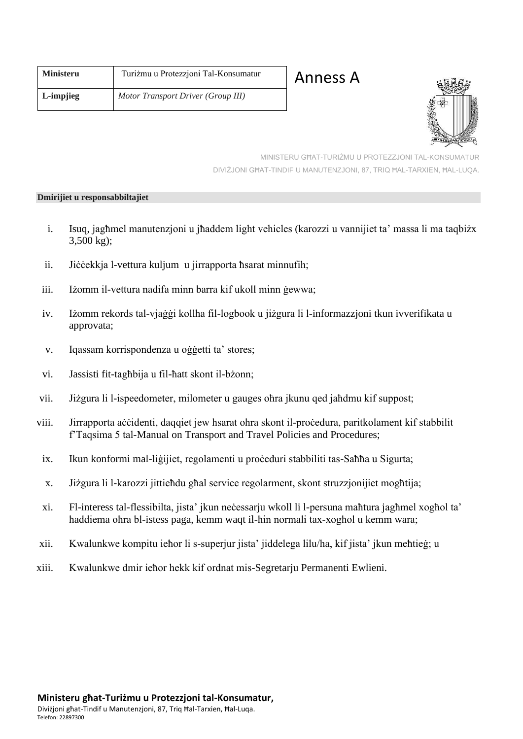| Ministeru | Turiżmu u Protezzjoni Tal-Konsumatur |
|---|---|
| L-impjieg | *Motor Transport Driver (Group III)* |

# Anness A

MINISTERU GĦAT-TURIŻMU U PROTEZZJONI TAL-KONSUMATUR
DIVIŻJONI GĦAT-TINDIF U MANUTENZJONI, 87, TRIQ ĦAL-TARXIEN, ĦAL-LUQA.

**Dmirijiet u responsabbiltajiet**

i. Isuq, jagħmel manutenzjoni u jħaddem light vehicles (karozzi u vannijiet ta' massa li ma taqbiżx 3,500 kg);

ii. Jiċċekkja l-vettura kuljum u jirrapporta ħsarat minnufih;

iii. Iżomm il-vettura nadifa minn barra kif ukoll minn ġewwa;

iv. Iżomm rekords tal-vjaġġi kollha fil-logbook u jiżgura li l-informazzjoni tkun ivverifikata u approvata;

v. Iqassam korrispondenza u oġġetti ta' stores;

vi. Jassisti fit-tagħbija u fil-ħatt skont il-bżonn;

vii. Jiżgura li l-ispeedometer, milometer u gauges oħra jkunu qed jaħdmu kif suppost;

viii. Jirrapporta aċċidenti, daqqiet jew ħsarat oħra skont il-proċedura, paritkolament kif stabbilit f'Taqsima 5 tal-Manual on Transport and Travel Policies and Procedures;

ix. Ikun konformi mal-liġijiet, regolamenti u proċeduri stabbiliti tas-Saħħa u Sigurta;

x. Jiżgura li l-karozzi jittieħdu għal service regolarment, skont struzzjonijiet mogħtija;

xi. Fl-interess tal-flessibilta, jista' jkun neċessarju wkoll li l-persuna maħtura jagħmel xogħol ta' ħaddiema oħra bl-istess paga, kemm waqt il-ħin normali tax-xogħol u kemm wara;

xii. Kwalunkwe kompitu ieħor li s-superjur jista' jiddelega lilu/ha, kif jista' jkun meħtieġ; u

xiii. Kwalunkwe dmir ieħor hekk kif ordnat mis-Segretarju Permanenti Ewlieni.

**Ministeru għat-Turiżmu u Protezzjoni tal-Konsumatur,**
Diviżjoni għat-Tindif u Manutenzjoni, 87, Triq Ħal-Tarxien, Ħal-Luqa.
Telefon: 22897300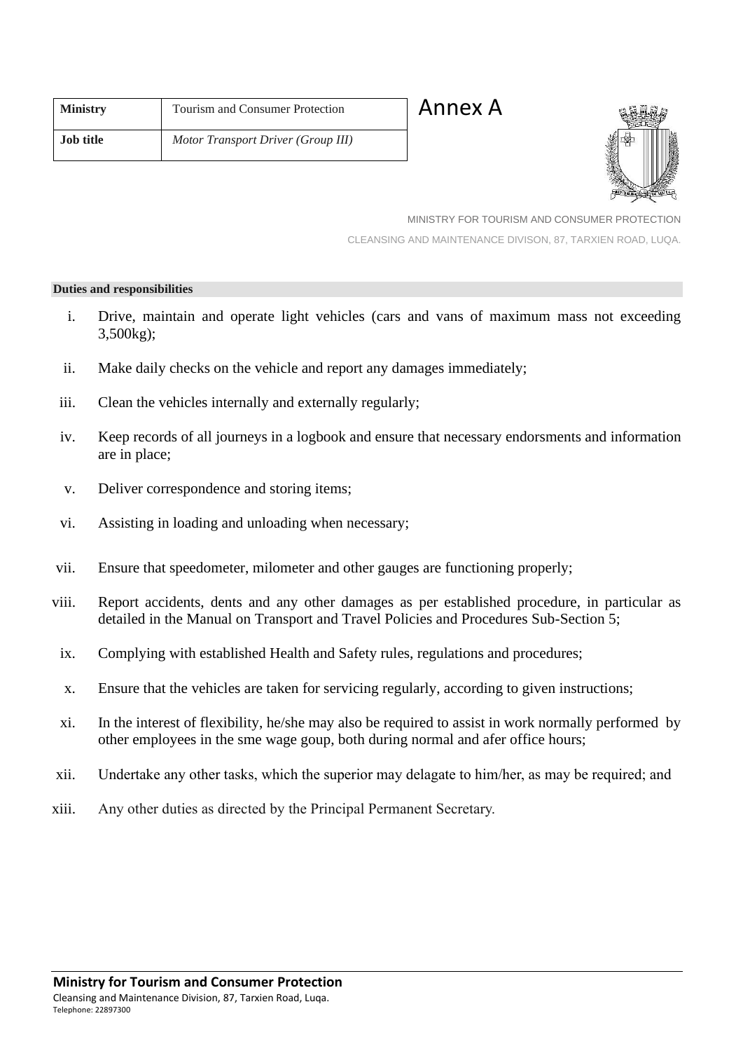| | |
|---|---|
| **Ministry** | Tourism and Consumer Protection |
| **Job title** | *Motor Transport Driver (Group III)* |

# Annex A

MINISTRY FOR TOURISM AND CONSUMER PROTECTION

CLEANSING AND MAINTENANCE DIVISON, 87, TARXIEN ROAD, LUQA.

**Duties and responsibilities**

i. Drive, maintain and operate light vehicles (cars and vans of maximum mass not exceeding 3,500kg);

ii. Make daily checks on the vehicle and report any damages immediately;

iii. Clean the vehicles internally and externally regularly;

iv. Keep records of all journeys in a logbook and ensure that necessary endorsments and information are in place;

v. Deliver correspondence and storing items;

vi. Assisting in loading and unloading when necessary;

vii. Ensure that speedometer, milometer and other gauges are functioning properly;

viii. Report accidents, dents and any other damages as per established procedure, in particular as detailed in the Manual on Transport and Travel Policies and Procedures Sub-Section 5;

ix. Complying with established Health and Safety rules, regulations and procedures;

x. Ensure that the vehicles are taken for servicing regularly, according to given instructions;

xi. In the interest of flexibility, he/she may also be required to assist in work normally performed by other employees in the sme wage goup, both during normal and afer office hours;

xii. Undertake any other tasks, which the superior may delagate to him/her, as may be required; and

xiii. Any other duties as directed by the Principal Permanent Secretary.

**Ministry for Tourism and Consumer Protection**
Cleansing and Maintenance Division, 87, Tarxien Road, Luqa.
Telephone: 22897300